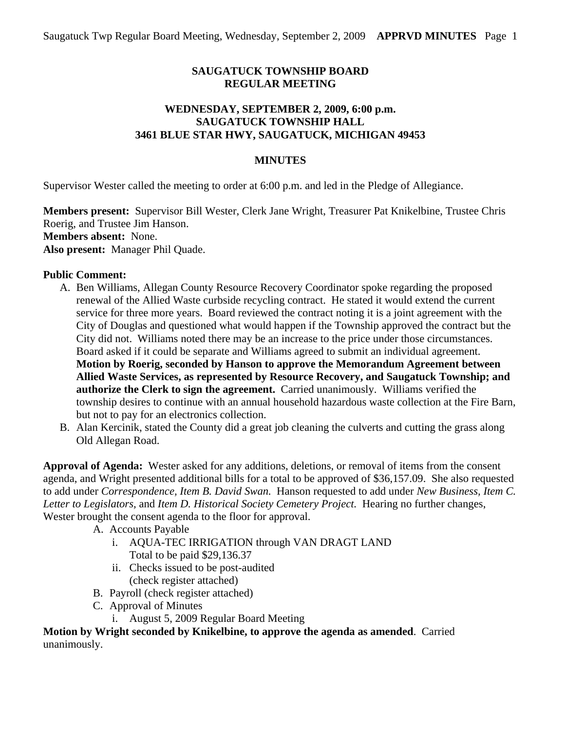# SAUGATUCK TOWNSHIP BOARD
# REGULAR MEETING

## WEDNESDAY, SEPTEMBER 2, 2009, 6:00 p.m.
## SAUGATUCK TOWNSHIP HALL
## 3461 BLUE STAR HWY, SAUGATUCK, MICHIGAN 49453

### MINUTES

Supervisor Wester called the meeting to order at 6:00 p.m. and led in the Pledge of Allegiance.

**Members present:** Supervisor Bill Wester, Clerk Jane Wright, Treasurer Pat Knikelbine, Trustee Chris Roerig, and Trustee Jim Hanson.
**Members absent:** None.
**Also present:** Manager Phil Quade.

**Public Comment:**

A. Ben Williams, Allegan County Resource Recovery Coordinator spoke regarding the proposed renewal of the Allied Waste curbside recycling contract. He stated it would extend the current service for three more years. Board reviewed the contract noting it is a joint agreement with the City of Douglas and questioned what would happen if the Township approved the contract but the City did not. Williams noted there may be an increase to the price under those circumstances. Board asked if it could be separate and Williams agreed to submit an individual agreement. **Motion by Roerig, seconded by Hanson to approve the Memorandum Agreement between Allied Waste Services, as represented by Resource Recovery, and Saugatuck Township; and authorize the Clerk to sign the agreement.** Carried unanimously. Williams verified the township desires to continue with an annual household hazardous waste collection at the Fire Barn, but not to pay for an electronics collection.
B. Alan Kercinik, stated the County did a great job cleaning the culverts and cutting the grass along Old Allegan Road.

**Approval of Agenda:** Wester asked for any additions, deletions, or removal of items from the consent agenda, and Wright presented additional bills for a total to be approved of $36,157.09. She also requested to add under *Correspondence, Item B. David Swan.* Hanson requested to add under *New Business, Item C. Letter to Legislators,* and *Item D. Historical Society Cemetery Project.* Hearing no further changes, Wester brought the consent agenda to the floor for approval.

- A. Accounts Payable
  - i. AQUA-TEC IRRIGATION through VAN DRAGT LAND
    Total to be paid $29,136.37
  - ii. Checks issued to be post-audited
    (check register attached)
- B. Payroll (check register attached)
- C. Approval of Minutes
  - i. August 5, 2009 Regular Board Meeting

**Motion by Wright seconded by Knikelbine, to approve the agenda as amended**. Carried unanimously.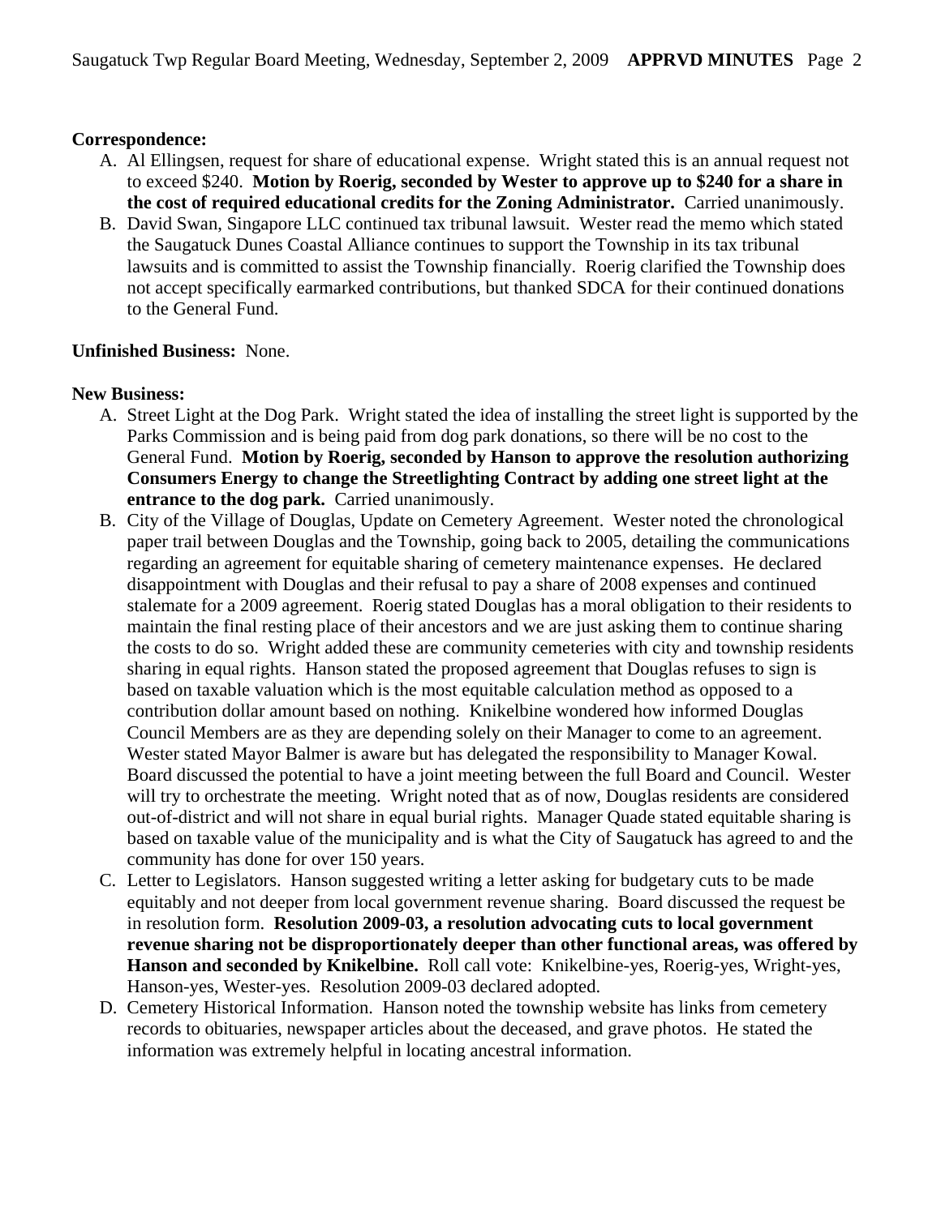**Correspondence:**

A. Al Ellingsen, request for share of educational expense. Wright stated this is an annual request not to exceed $240. **Motion by Roerig, seconded by Wester to approve up to $240 for a share in the cost of required educational credits for the Zoning Administrator.** Carried unanimously.

B. David Swan, Singapore LLC continued tax tribunal lawsuit. Wester read the memo which stated the Saugatuck Dunes Coastal Alliance continues to support the Township in its tax tribunal lawsuits and is committed to assist the Township financially. Roerig clarified the Township does not accept specifically earmarked contributions, but thanked SDCA for their continued donations to the General Fund.

**Unfinished Business:** None.

**New Business:**

A. Street Light at the Dog Park. Wright stated the idea of installing the street light is supported by the Parks Commission and is being paid from dog park donations, so there will be no cost to the General Fund. **Motion by Roerig, seconded by Hanson to approve the resolution authorizing Consumers Energy to change the Streetlighting Contract by adding one street light at the entrance to the dog park.** Carried unanimously.

B. City of the Village of Douglas, Update on Cemetery Agreement. Wester noted the chronological paper trail between Douglas and the Township, going back to 2005, detailing the communications regarding an agreement for equitable sharing of cemetery maintenance expenses. He declared disappointment with Douglas and their refusal to pay a share of 2008 expenses and continued stalemate for a 2009 agreement. Roerig stated Douglas has a moral obligation to their residents to maintain the final resting place of their ancestors and we are just asking them to continue sharing the costs to do so. Wright added these are community cemeteries with city and township residents sharing in equal rights. Hanson stated the proposed agreement that Douglas refuses to sign is based on taxable valuation which is the most equitable calculation method as opposed to a contribution dollar amount based on nothing. Knikelbine wondered how informed Douglas Council Members are as they are depending solely on their Manager to come to an agreement. Wester stated Mayor Balmer is aware but has delegated the responsibility to Manager Kowal. Board discussed the potential to have a joint meeting between the full Board and Council. Wester will try to orchestrate the meeting. Wright noted that as of now, Douglas residents are considered out-of-district and will not share in equal burial rights. Manager Quade stated equitable sharing is based on taxable value of the municipality and is what the City of Saugatuck has agreed to and the community has done for over 150 years.

C. Letter to Legislators. Hanson suggested writing a letter asking for budgetary cuts to be made equitably and not deeper from local government revenue sharing. Board discussed the request be in resolution form. **Resolution 2009-03, a resolution advocating cuts to local government revenue sharing not be disproportionately deeper than other functional areas, was offered by Hanson and seconded by Knikelbine.** Roll call vote: Knikelbine-yes, Roerig-yes, Wright-yes, Hanson-yes, Wester-yes. Resolution 2009-03 declared adopted.

D. Cemetery Historical Information. Hanson noted the township website has links from cemetery records to obituaries, newspaper articles about the deceased, and grave photos. He stated the information was extremely helpful in locating ancestral information.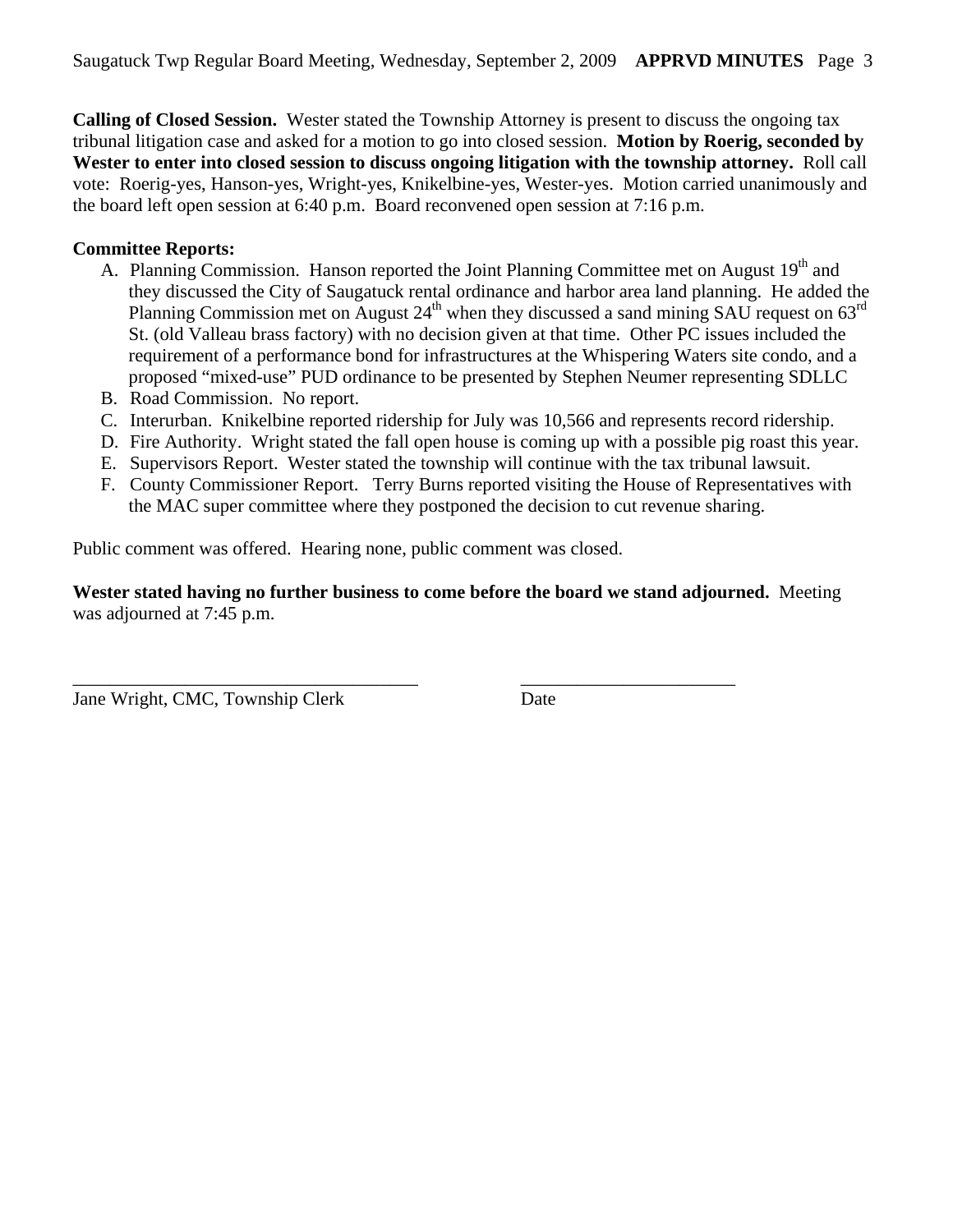**Calling of Closed Session.** Wester stated the Township Attorney is present to discuss the ongoing tax tribunal litigation case and asked for a motion to go into closed session. **Motion by Roerig, seconded by Wester to enter into closed session to discuss ongoing litigation with the township attorney.** Roll call vote: Roerig-yes, Hanson-yes, Wright-yes, Knikelbine-yes, Wester-yes. Motion carried unanimously and the board left open session at 6:40 p.m. Board reconvened open session at 7:16 p.m.

**Committee Reports:**

A. Planning Commission. Hanson reported the Joint Planning Committee met on August 19th and they discussed the City of Saugatuck rental ordinance and harbor area land planning. He added the Planning Commission met on August 24th when they discussed a sand mining SAU request on 63rd St. (old Valleau brass factory) with no decision given at that time. Other PC issues included the requirement of a performance bond for infrastructures at the Whispering Waters site condo, and a proposed "mixed-use" PUD ordinance to be presented by Stephen Neumer representing SDLLC
B. Road Commission. No report.
C. Interurban. Knikelbine reported ridership for July was 10,566 and represents record ridership.
D. Fire Authority. Wright stated the fall open house is coming up with a possible pig roast this year.
E. Supervisors Report. Wester stated the township will continue with the tax tribunal lawsuit.
F. County Commissioner Report. Terry Burns reported visiting the House of Representatives with the MAC super committee where they postponed the decision to cut revenue sharing.

Public comment was offered. Hearing none, public comment was closed.

**Wester stated having no further business to come before the board we stand adjourned.** Meeting was adjourned at 7:45 p.m.

_____________________________________ _______________________

Jane Wright, CMC, Township Clerk Date